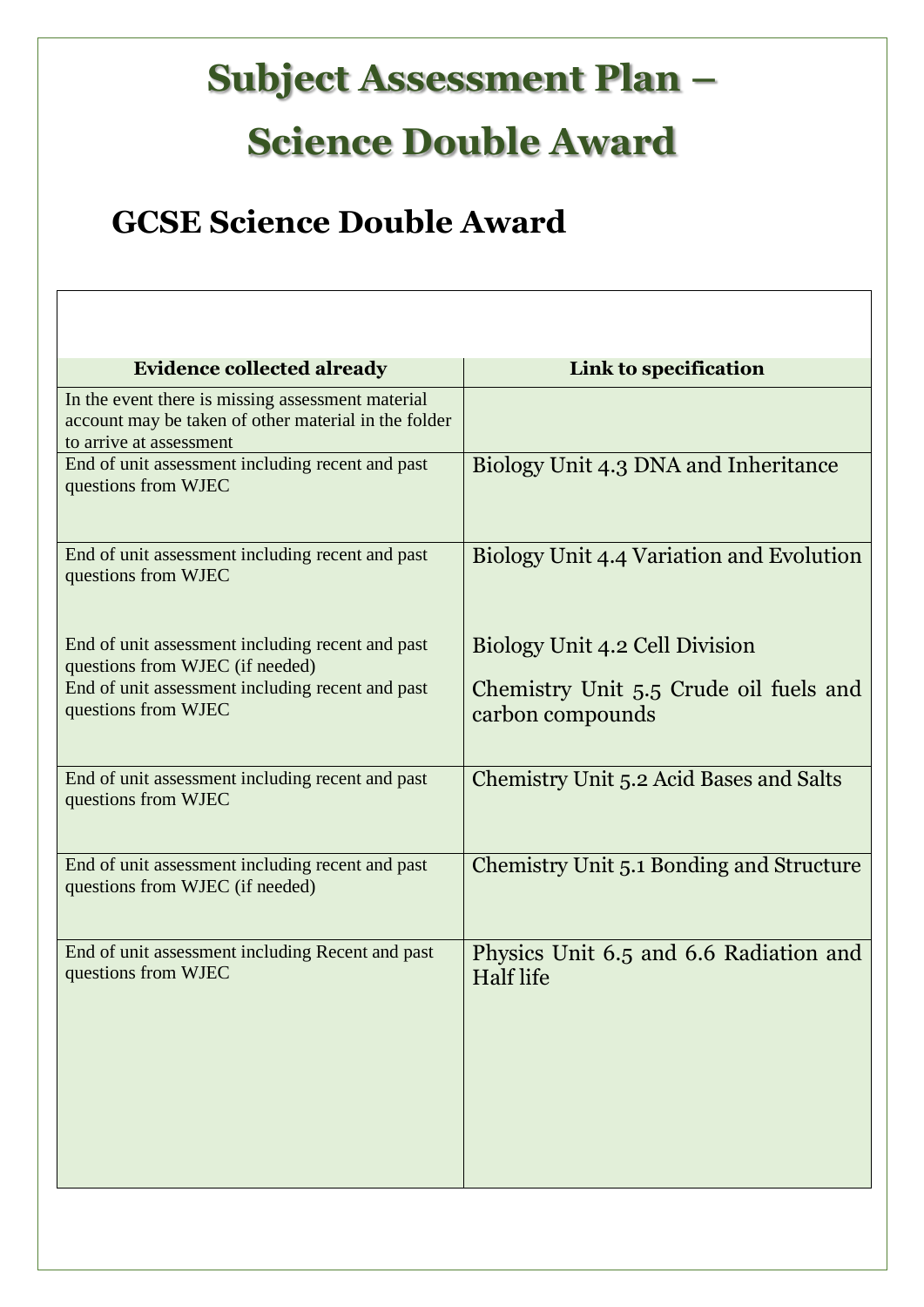# Subject Assessment Plan – Science Double Award

## GCSE Science Double Award

| Evidence collected already | Link to specification |
|---|---|
| In the event there is missing assessment material account may be taken of other material in the folder to arrive at assessment | |
| End of unit assessment including recent and past questions from WJEC | Biology Unit 4.3 DNA and Inheritance |
| End of unit assessment including recent and past questions from WJEC | Biology Unit 4.4 Variation and Evolution |
| End of unit assessment including recent and past questions from WJEC (if needed)<br>End of unit assessment including recent and past questions from WJEC | Biology Unit 4.2 Cell Division<br>Chemistry Unit 5.5 Crude oil fuels and carbon compounds |
| End of unit assessment including recent and past questions from WJEC | Chemistry Unit 5.2 Acid Bases and Salts |
| End of unit assessment including recent and past questions from WJEC (if needed) | Chemistry Unit 5.1 Bonding and Structure |
| End of unit assessment including Recent and past questions from WJEC | Physics Unit 6.5 and 6.6 Radiation and Half life |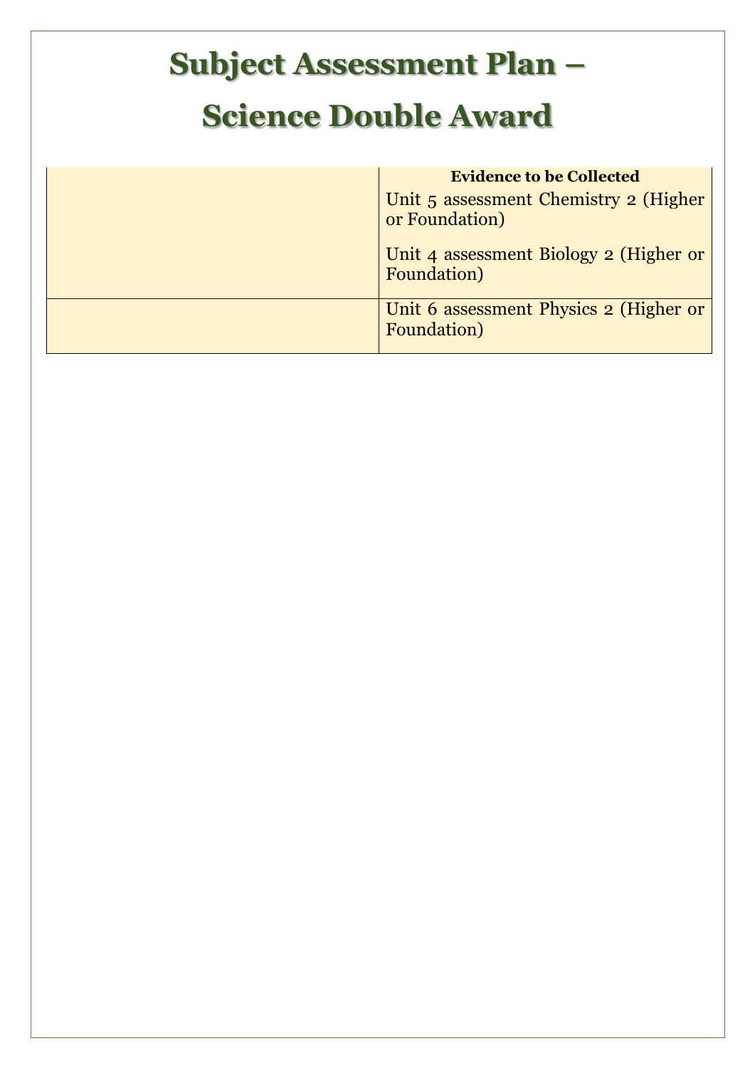# Subject Assessment Plan – Science Double Award

| | Evidence to be Collected |
|---|---|
| | Unit 5 assessment Chemistry 2 (Higher or Foundation)<br><br>Unit 4 assessment Biology 2 (Higher or Foundation) |
| | Unit 6 assessment Physics 2 (Higher or Foundation) |